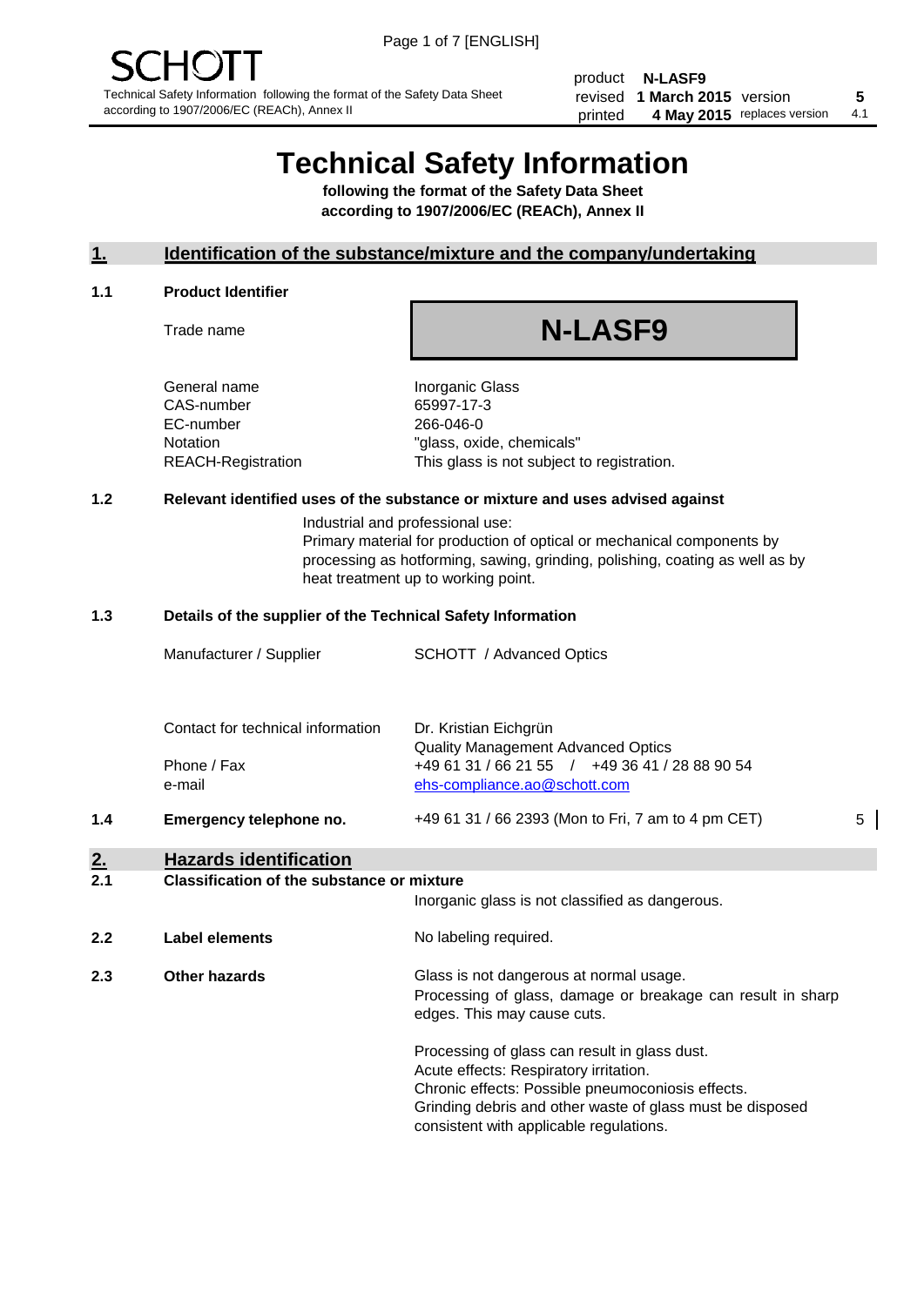SCHOTT

Technical Safety Information following the format of the Safety Data Sheet according to 1907/2006/EC (REACh), Annex II

| | | | |
|---|---|---|---|
| product | **N-LASF9** | | |
| revised | **1 March 2015** | version | **5** |
| printed | **4 May 2015** | replaces version | 4.1 |

# Technical Safety Information

**following the format of the Safety Data Sheet according to 1907/2006/EC (REACh), Annex II**

## 1. Identification of the substance/mixture and the company/undertaking

### 1.1 Product Identifier

Trade name: **N-LASF9**

| | |
|---|---|
| General name | Inorganic Glass |
| CAS-number | 65997-17-3 |
| EC-number | 266-046-0 |
| Notation | "glass, oxide, chemicals" |
| REACH-Registration | This glass is not subject to registration. |

### 1.2 Relevant identified uses of the substance or mixture and uses advised against

Industrial and professional use:
Primary material for production of optical or mechanical components by processing as hotforming, sawing, grinding, polishing, coating as well as by heat treatment up to working point.

### 1.3 Details of the supplier of the Technical Safety Information

| | |
|---|---|
| Manufacturer / Supplier | SCHOTT / Advanced Optics |
| Contact for technical information | Dr. Kristian Eichgrün<br>Quality Management Advanced Optics |
| Phone / Fax | +49 61 31 / 66 21 55 / +49 36 41 / 28 88 90 54 |
| e-mail | ehs-compliance.ao@schott.com |

### 1.4 Emergency telephone no.

+49 61 31 / 66 2393 (Mon to Fri, 7 am to 4 pm CET) 5

## 2. Hazards identification

### 2.1 Classification of the substance or mixture

Inorganic glass is not classified as dangerous.

### 2.2 Label elements

No labeling required.

### 2.3 Other hazards

Glass is not dangerous at normal usage.
Processing of glass, damage or breakage can result in sharp edges. This may cause cuts.

Processing of glass can result in glass dust.
Acute effects: Respiratory irritation.
Chronic effects: Possible pneumoconiosis effects.
Grinding debris and other waste of glass must be disposed consistent with applicable regulations.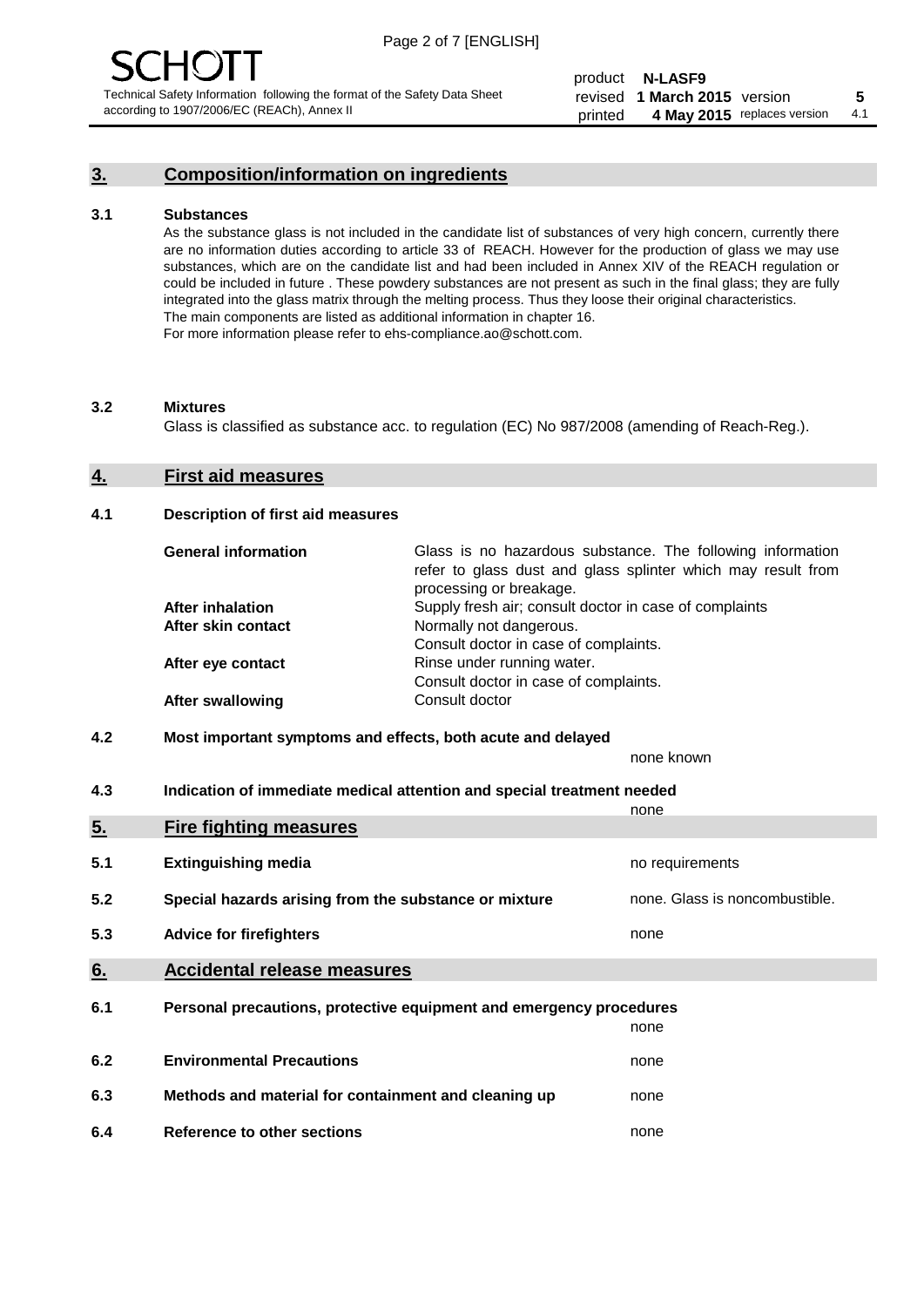## 3. Composition/information on ingredients

### 3.1 Substances

As the substance glass is not included in the candidate list of substances of very high concern, currently there are no information duties according to article 33 of REACH. However for the production of glass we may use substances, which are on the candidate list and had been included in Annex XIV of the REACH regulation or could be included in future . These powdery substances are not present as such in the final glass; they are fully integrated into the glass matrix through the melting process. Thus they loose their original characteristics. The main components are listed as additional information in chapter 16.
For more information please refer to ehs-compliance.ao@schott.com.

### 3.2 Mixtures

Glass is classified as substance acc. to regulation (EC) No 987/2008 (amending of Reach-Reg.).

## 4. First aid measures

### 4.1 Description of first aid measures

| | |
|---|---|
| **General information** | Glass is no hazardous substance. The following information refer to glass dust and glass splinter which may result from processing or breakage. |
| **After inhalation** | Supply fresh air; consult doctor in case of complaints |
| **After skin contact** | Normally not dangerous. Consult doctor in case of complaints. |
| **After eye contact** | Rinse under running water. Consult doctor in case of complaints. |
| **After swallowing** | Consult doctor |

### 4.2 Most important symptoms and effects, both acute and delayed

none known

### 4.3 Indication of immediate medical attention and special treatment needed

none

## 5. Fire fighting measures

| | | |
|---|---|---|
| 5.1 | **Extinguishing media** | no requirements |
| 5.2 | **Special hazards arising from the substance or mixture** | none. Glass is noncombustible. |
| 5.3 | **Advice for firefighters** | none |

## 6. Accidental release measures

| | | |
|---|---|---|
| 6.1 | **Personal precautions, protective equipment and emergency procedures** | none |
| 6.2 | **Environmental Precautions** | none |
| 6.3 | **Methods and material for containment and cleaning up** | none |
| 6.4 | **Reference to other sections** | none |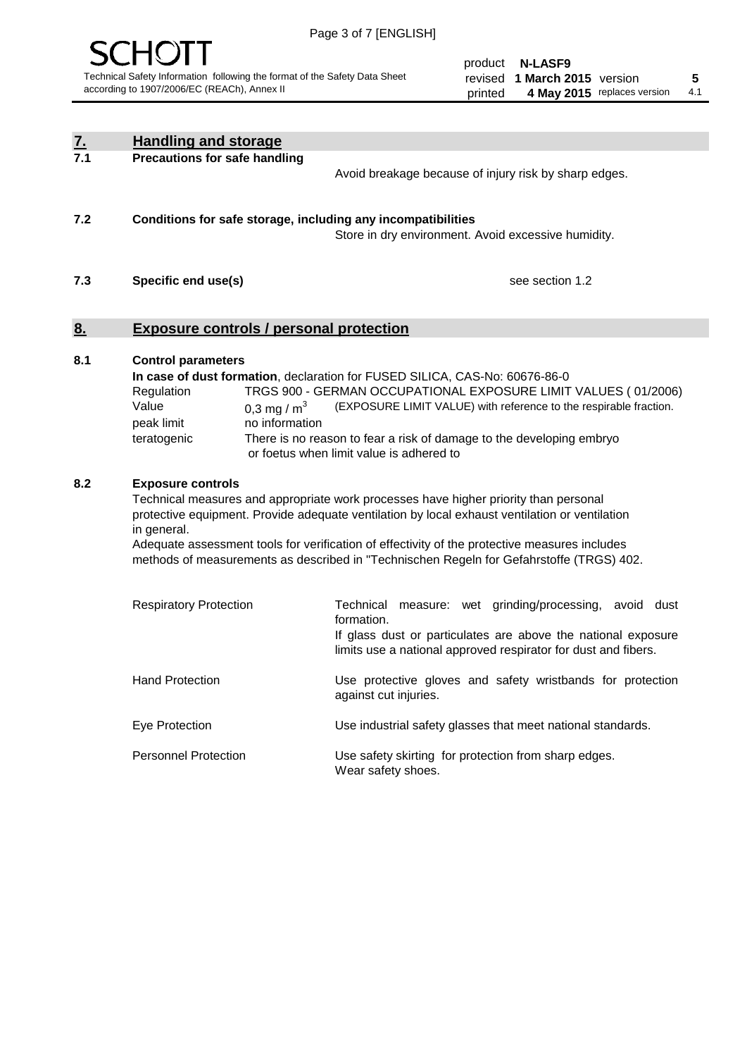## 7. Handling and storage

**7.1 Precautions for safe handling**

Avoid breakage because of injury risk by sharp edges.

**7.2 Conditions for safe storage, including any incompatibilities**

Store in dry environment. Avoid excessive humidity.

**7.3 Specific end use(s)**

see section 1.2

## 8. Exposure controls / personal protection

**8.1 Control parameters**

**In case of dust formation**, declaration for FUSED SILICA, CAS-No: 60676-86-0

| | | |
|---|---|---|
| Regulation | TRGS 900 - GERMAN OCCUPATIONAL EXPOSURE LIMIT VALUES ( 01/2006) | |
| Value | 0,3 mg / $m^3$ | (EXPOSURE LIMIT VALUE) with reference to the respirable fraction. |
| peak limit | no information | |
| teratogenic | There is no reason to fear a risk of damage to the developing embryo or foetus when limit value is adhered to | |

**8.2 Exposure controls**

Technical measures and appropriate work processes have higher priority than personal protective equipment. Provide adequate ventilation by local exhaust ventilation or ventilation in general.

Adequate assessment tools for verification of effectivity of the protective measures includes methods of measurements as described in "Technischen Regeln for Gefahrstoffe (TRGS) 402.

| | |
|---|---|
| Respiratory Protection | Technical measure: wet grinding/processing, avoid dust formation. If glass dust or particulates are above the national exposure limits use a national approved respirator for dust and fibers. |
| Hand Protection | Use protective gloves and safety wristbands for protection against cut injuries. |
| Eye Protection | Use industrial safety glasses that meet national standards. |
| Personnel Protection | Use safety skirting for protection from sharp edges. Wear safety shoes. |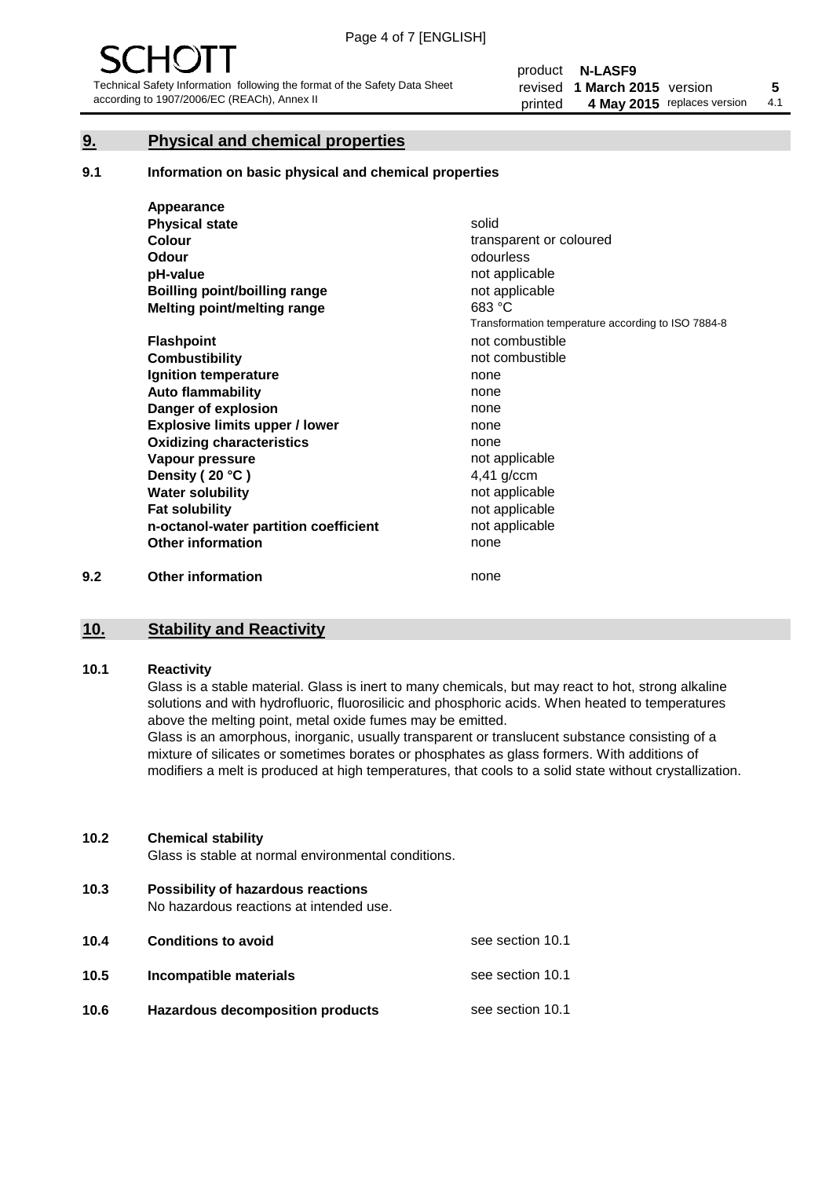## 9. Physical and chemical properties

### 9.1 Information on basic physical and chemical properties

| | |
|---|---|
| **Appearance** | |
| **Physical state** | solid |
| **Colour** | transparent or coloured |
| **Odour** | odourless |
| **pH-value** | not applicable |
| **Boilling point/boilling range** | not applicable |
| **Melting point/melting range** | 683 °C<br>Transformation temperature according to ISO 7884-8 |
| **Flashpoint** | not combustible |
| **Combustibility** | not combustible |
| **Ignition temperature** | none |
| **Auto flammability** | none |
| **Danger of explosion** | none |
| **Explosive limits upper / lower** | none |
| **Oxidizing characteristics** | none |
| **Vapour pressure** | not applicable |
| **Density ( 20 °C )** | 4,41 g/ccm |
| **Water solubility** | not applicable |
| **Fat solubility** | not applicable |
| **n-octanol-water partition coefficient** | not applicable |
| **Other information** | none |

### 9.2 Other information

none

## 10. Stability and Reactivity

### 10.1 Reactivity

Glass is a stable material. Glass is inert to many chemicals, but may react to hot, strong alkaline solutions and with hydrofluoric, fluorosilicic and phosphoric acids. When heated to temperatures above the melting point, metal oxide fumes may be emitted.

Glass is an amorphous, inorganic, usually transparent or translucent substance consisting of a mixture of silicates or sometimes borates or phosphates as glass formers. With additions of modifiers a melt is produced at high temperatures, that cools to a solid state without crystallization.

### 10.2 Chemical stability

Glass is stable at normal environmental conditions.

### 10.3 Possibility of hazardous reactions

No hazardous reactions at intended use.

### 10.4 Conditions to avoid

see section 10.1

### 10.5 Incompatible materials

see section 10.1

### 10.6 Hazardous decomposition products

see section 10.1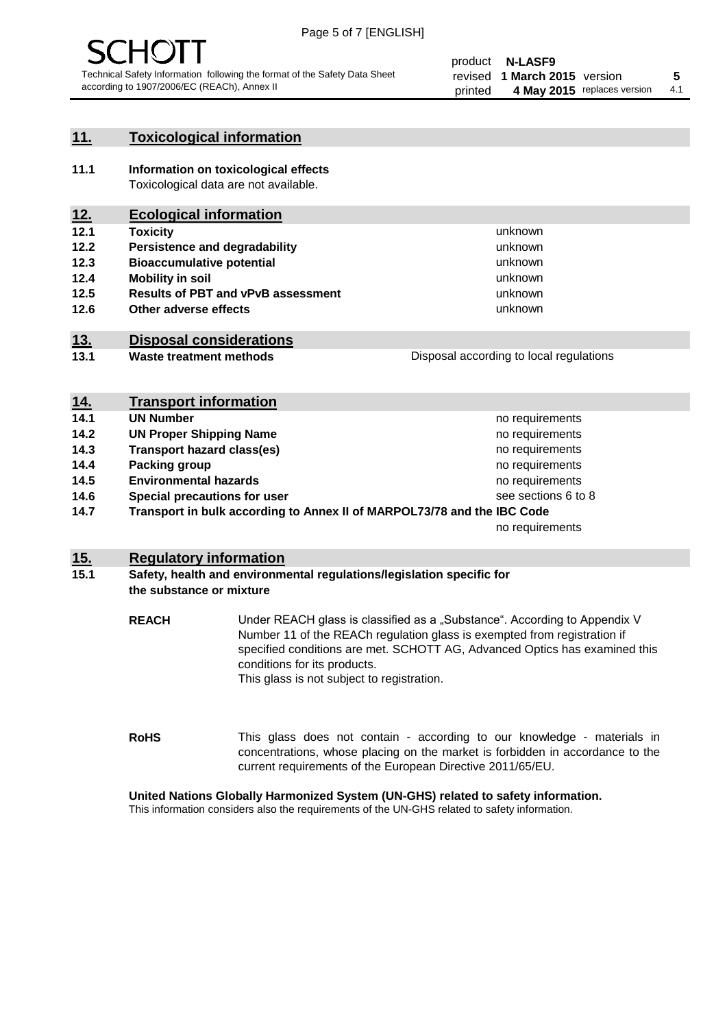## 11. Toxicological information

**11.1 Information on toxicological effects**
Toxicological data are not available.

## 12. Ecological information

| | | |
|---|---|---|
| **12.1** | **Toxicity** | unknown |
| **12.2** | **Persistence and degradability** | unknown |
| **12.3** | **Bioaccumulative potential** | unknown |
| **12.4** | **Mobility in soil** | unknown |
| **12.5** | **Results of PBT and vPvB assessment** | unknown |
| **12.6** | **Other adverse effects** | unknown |

## 13. Disposal considerations

| | | |
|---|---|---|
| **13.1** | **Waste treatment methods** | Disposal according to local regulations |

## 14. Transport information

| | | |
|---|---|---|
| **14.1** | **UN Number** | no requirements |
| **14.2** | **UN Proper Shipping Name** | no requirements |
| **14.3** | **Transport hazard class(es)** | no requirements |
| **14.4** | **Packing group** | no requirements |
| **14.5** | **Environmental hazards** | no requirements |
| **14.6** | **Special precautions for user** | see sections 6 to 8 |
| **14.7** | **Transport in bulk according to Annex II of MARPOL73/78 and the IBC Code** | no requirements |

## 15. Regulatory information

**15.1 Safety, health and environmental regulations/legislation specific for the substance or mixture**

**REACH** Under REACH glass is classified as a „Substance“. According to Appendix V Number 11 of the REACh regulation glass is exempted from registration if specified conditions are met. SCHOTT AG, Advanced Optics has examined this conditions for its products.
This glass is not subject to registration.

**RoHS** This glass does not contain - according to our knowledge - materials in concentrations, whose placing on the market is forbidden in accordance to the current requirements of the European Directive 2011/65/EU.

**United Nations Globally Harmonized System (UN-GHS) related to safety information.**
This information considers also the requirements of the UN-GHS related to safety information.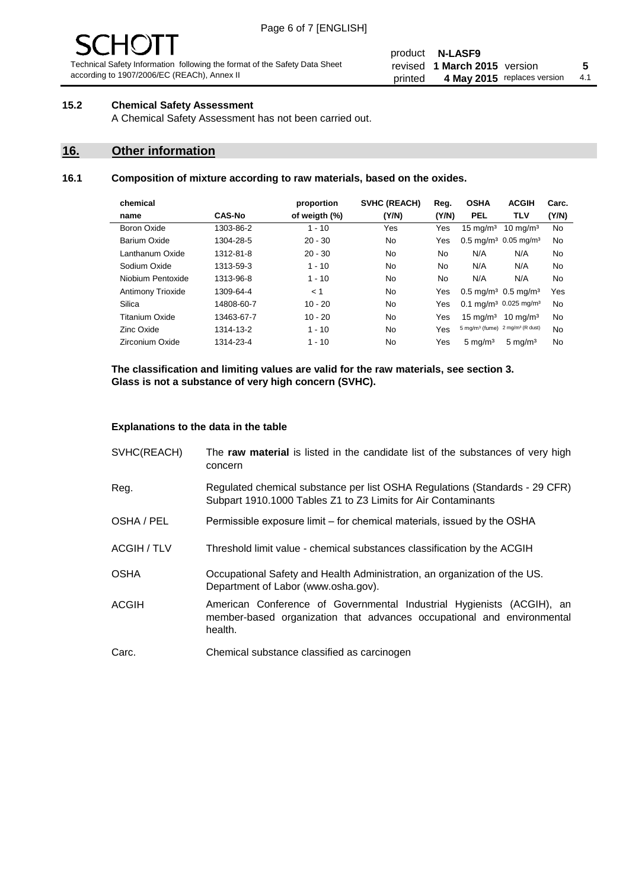### 15.2 Chemical Safety Assessment

A Chemical Safety Assessment has not been carried out.

## 16. Other information

### 16.1 Composition of mixture according to raw materials, based on the oxides.

| chemical name | CAS-No | proportion of weigth (%) | SVHC (REACH) (Y/N) | Reg. (Y/N) | OSHA PEL | ACGIH TLV | Carc. (Y/N) |
|---|---|---|---|---|---|---|---|
| Boron Oxide | 1303-86-2 | 1 - 10 | Yes | Yes | 15 mg/m³ | 10 mg/m³ | No |
| Barium Oxide | 1304-28-5 | 20 - 30 | No | Yes | 0.5 mg/m³ | 0.05 mg/m³ | No |
| Lanthanum Oxide | 1312-81-8 | 20 - 30 | No | No | N/A | N/A | No |
| Sodium Oxide | 1313-59-3 | 1 - 10 | No | No | N/A | N/A | No |
| Niobium Pentoxide | 1313-96-8 | 1 - 10 | No | No | N/A | N/A | No |
| Antimony Trioxide | 1309-64-4 | < 1 | No | Yes | 0.5 mg/m³ | 0.5 mg/m³ | Yes |
| Silica | 14808-60-7 | 10 - 20 | No | Yes | 0.1 mg/m³ | 0.025 mg/m³ | No |
| Titanium Oxide | 13463-67-7 | 10 - 20 | No | Yes | 15 mg/m³ | 10 mg/m³ | No |
| Zinc Oxide | 1314-13-2 | 1 - 10 | No | Yes | 5 mg/m³ (fume) | 2 mg/m³ (R dust) | No |
| Zirconium Oxide | 1314-23-4 | 1 - 10 | No | Yes | 5 mg/m³ | 5 mg/m³ | No |

**The classification and limiting values are valid for the raw materials, see section 3.**
**Glass is not a substance of very high concern (SVHC).**

**Explanations to the data in the table**

| | |
|---|---|
| SVHC(REACH) | The **raw material** is listed in the candidate list of the substances of very high concern |
| Reg. | Regulated chemical substance per list OSHA Regulations (Standards - 29 CFR) Subpart 1910.1000 Tables Z1 to Z3 Limits for Air Contaminants |
| OSHA / PEL | Permissible exposure limit – for chemical materials, issued by the OSHA |
| ACGIH / TLV | Threshold limit value - chemical substances classification by the ACGIH |
| OSHA | Occupational Safety and Health Administration, an organization of the US. Department of Labor (www.osha.gov). |
| ACGIH | American Conference of Governmental Industrial Hygienists (ACGIH), an member-based organization that advances occupational and environmental health. |
| Carc. | Chemical substance classified as carcinogen |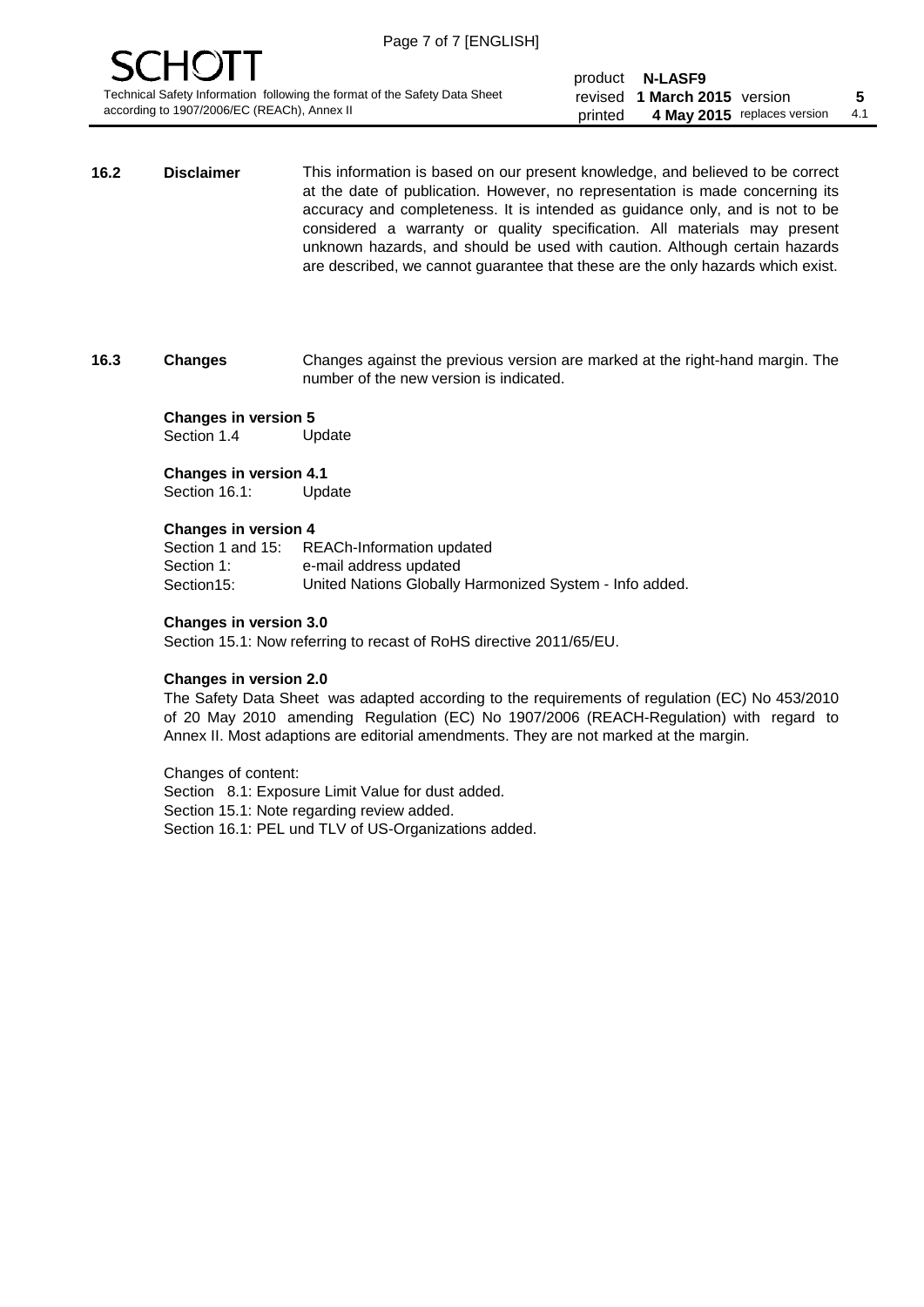**16.2 Disclaimer**

This information is based on our present knowledge, and believed to be correct at the date of publication. However, no representation is made concerning its accuracy and completeness. It is intended as guidance only, and is not to be considered a warranty or quality specification. All materials may present unknown hazards, and should be used with caution. Although certain hazards are described, we cannot guarantee that these are the only hazards which exist.

**16.3 Changes**

Changes against the previous version are marked at the right-hand margin. The number of the new version is indicated.

**Changes in version 5**

Section 1.4 Update

**Changes in version 4.1**

Section 16.1: Update

**Changes in version 4**

Section 1 and 15: REACh-Information updated
Section 1: e-mail address updated
Section15: United Nations Globally Harmonized System - Info added.

**Changes in version 3.0**

Section 15.1: Now referring to recast of RoHS directive 2011/65/EU.

**Changes in version 2.0**

The Safety Data Sheet was adapted according to the requirements of regulation (EC) No 453/2010 of 20 May 2010 amending Regulation (EC) No 1907/2006 (REACH-Regulation) with regard to Annex II. Most adaptions are editorial amendments. They are not marked at the margin.

Changes of content:
Section 8.1: Exposure Limit Value for dust added.
Section 15.1: Note regarding review added.
Section 16.1: PEL und TLV of US-Organizations added.